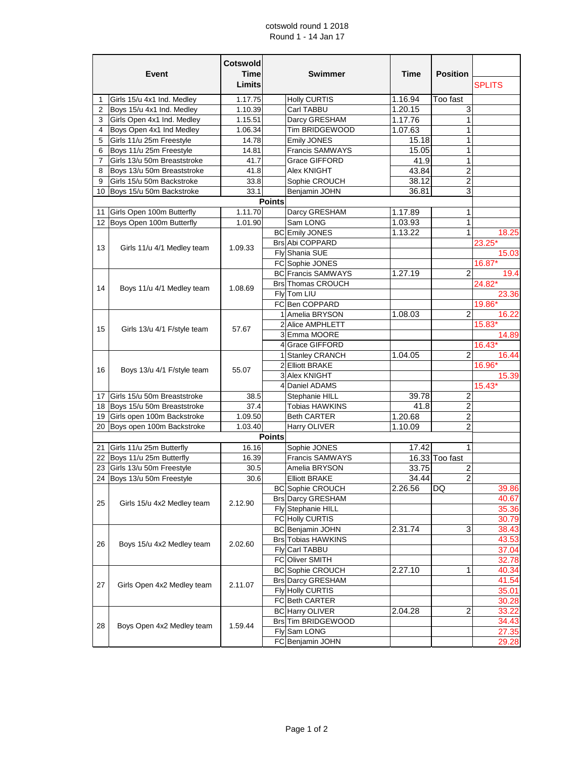cotswold round 1 2018
Round 1 - 14 Jan 17

| | Event | Cotswold Time Limits | | Swimmer | Time | Position | SPLITS |
|---|---|---|---|---|---|---|---|
| 1 | Girls 15/u 4x1 Ind. Medley | 1.17.75 | | Holly CURTIS | 1.16.94 | Too fast | |
| 2 | Boys 15/u 4x1 Ind. Medley | 1.10.39 | | Carl TABBU | 1.20.15 | 3 | |
| 3 | Girls Open 4x1 Ind. Medley | 1.15.51 | | Darcy GRESHAM | 1.17.76 | 1 | |
| 4 | Boys Open 4x1 Ind Medley | 1.06.34 | | Tim BRIDGEWOOD | 1.07.63 | 1 | |
| 5 | Girls 11/u 25m Freestyle | 14.78 | | Emily JONES | 15.18 | 1 | |
| 6 | Boys 11/u 25m Freestyle | 14.81 | | Francis SAMWAYS | 15.05 | 1 | |
| 7 | Girls 13/u 50m Breaststroke | 41.7 | | Grace GIFFORD | 41.9 | 1 | |
| 8 | Boys 13/u 50m Breaststroke | 41.8 | | Alex KNIGHT | 43.84 | 2 | |
| 9 | Girls 15/u 50m Backstroke | 33.8 | | Sophie CROUCH | 38.12 | 2 | |
| 10 | Boys 15/u 50m Backstroke | 33.1 | | Benjamin JOHN | 36.81 | 3 | |
| | | | Points | | | | |
| 11 | Girls Open 100m Butterfly | 1.11.70 | | Darcy GRESHAM | 1.17.89 | 1 | |
| 12 | Boys Open 100m Butterfly | 1.01.90 | | Sam LONG | 1.03.93 | 1 | |
| 13 | Girls 11/u 4/1 Medley team | 1.09.33 | BC | Emily JONES | 1.13.22 | 1 | 18.25 |
| | | | Brs | Abi COPPARD | | | 23.25* |
| | | | Fly | Shania SUE | | | 15.03 |
| | | | FC | Sophie JONES | | | 16.87* |
| 14 | Boys 11/u 4/1 Medley team | 1.08.69 | BC | Francis SAMWAYS | 1.27.19 | 2 | 19.4 |
| | | | Brs | Thomas CROUCH | | | 24.82* |
| | | | Fly | Tom LIU | | | 23.36 |
| | | | FC | Ben COPPARD | | | 19.86* |
| 15 | Girls 13/u 4/1 F/style team | 57.67 | 1 | Amelia BRYSON | 1.08.03 | 2 | 16.22 |
| | | | 2 | Alice AMPHLETT | | | 15.83* |
| | | | 3 | Emma MOORE | | | 14.89 |
| | | | 4 | Grace GIFFORD | | | 16.43* |
| 16 | Boys 13/u 4/1 F/style team | 55.07 | 1 | Stanley CRANCH | 1.04.05 | 2 | 16.44 |
| | | | 2 | Elliott BRAKE | | | 16.96* |
| | | | 3 | Alex KNIGHT | | | 15.39 |
| | | | 4 | Daniel ADAMS | | | 15.43* |
| 17 | Girls 15/u 50m Breaststroke | 38.5 | | Stephanie HILL | 39.78 | 2 | |
| 18 | Boys 15/u 50m Breaststroke | 37.4 | | Tobias HAWKINS | 41.8 | 2 | |
| 19 | Girls open 100m Backstroke | 1.09.50 | | Beth CARTER | 1.20.68 | 2 | |
| 20 | Boys open 100m Backstroke | 1.03.40 | | Harry OLIVER | 1.10.09 | 2 | |
| | | | Points | | | | |
| 21 | Girls 11/u 25m Butterfly | 16.16 | | Sophie JONES | 17.42 | 1 | |
| 22 | Boys 11/u 25m Butterfly | 16.39 | | Francis SAMWAYS | 16.33 | Too fast | |
| 23 | Girls 13/u 50m Freestyle | 30.5 | | Amelia BRYSON | 33.75 | 2 | |
| 24 | Boys 13/u 50m Freestyle | 30.6 | | Elliott BRAKE | 34.44 | 2 | |
| 25 | Girls 15/u 4x2 Medley team | 2.12.90 | BC | Sophie CROUCH | 2.26.56 | DQ | 39.86 |
| | | | Brs | Darcy GRESHAM | | | 40.67 |
| | | | Fly | Stephanie HILL | | | 35.36 |
| | | | FC | Holly CURTIS | | | 30.79 |
| 26 | Boys 15/u 4x2 Medley team | 2.02.60 | BC | Benjamin JOHN | 2.31.74 | 3 | 38.43 |
| | | | Brs | Tobias HAWKINS | | | 43.53 |
| | | | Fly | Carl TABBU | | | 37.04 |
| | | | FC | Oliver SMITH | | | 32.78 |
| 27 | Girls Open 4x2 Medley team | 2.11.07 | BC | Sophie CROUCH | 2.27.10 | 1 | 40.34 |
| | | | Brs | Darcy GRESHAM | | | 41.54 |
| | | | Fly | Holly CURTIS | | | 35.01 |
| | | | FC | Beth CARTER | | | 30.28 |
| 28 | Boys Open 4x2 Medley team | 1.59.44 | BC | Harry OLIVER | 2.04.28 | 2 | 33.22 |
| | | | Brs | Tim BRIDGEWOOD | | | 34.43 |
| | | | Fly | Sam LONG | | | 27.35 |
| | | | FC | Benjamin JOHN | | | 29.28 |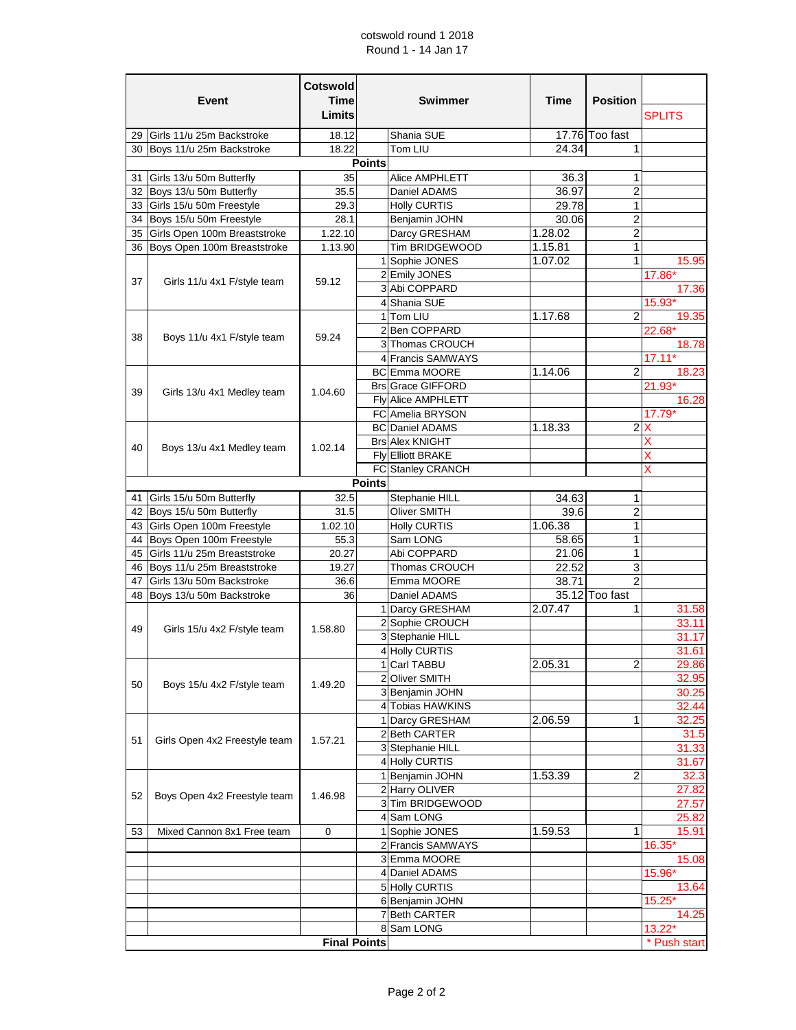cotswold round 1 2018
Round 1 - 14 Jan 17

| | Event | Cotswold Time Limits | | Swimmer | Time | Position | SPLITS |
|---|---|---|---|---|---|---|---|
| 29 | Girls 11/u 25m Backstroke | 18.12 | | Shania SUE | 17.76 | Too fast | |
| 30 | Boys 11/u 25m Backstroke | 18.22 | | Tom LIU | 24.34 | 1 | |
| | | | Points | | | | |
| 31 | Girls 13/u 50m Butterfly | 35 | | Alice AMPHLETT | 36.3 | 1 | |
| 32 | Boys 13/u 50m Butterfly | 35.5 | | Daniel ADAMS | 36.97 | 2 | |
| 33 | Girls 15/u 50m Freestyle | 29.3 | | Holly CURTIS | 29.78 | 1 | |
| 34 | Boys 15/u 50m Freestyle | 28.1 | | Benjamin JOHN | 30.06 | 2 | |
| 35 | Girls Open 100m Breaststroke | 1.22.10 | | Darcy GRESHAM | 1.28.02 | 2 | |
| 36 | Boys Open 100m Breaststroke | 1.13.90 | | Tim BRIDGEWOOD | 1.15.81 | 1 | |
| 37 | Girls 11/u 4x1 F/style team | 59.12 | 1 | Sophie JONES | 1.07.02 | 1 | 15.95 |
| | | | 2 | Emily JONES | | | 17.86* |
| | | | 3 | Abi COPPARD | | | 17.36 |
| | | | 4 | Shania SUE | | | 15.93* |
| 38 | Boys 11/u 4x1 F/style team | 59.24 | 1 | Tom LIU | 1.17.68 | 2 | 19.35 |
| | | | 2 | Ben COPPARD | | | 22.68* |
| | | | 3 | Thomas CROUCH | | | 18.78 |
| | | | 4 | Francis SAMWAYS | | | 17.11* |
| 39 | Girls 13/u 4x1 Medley team | 1.04.60 | BC | Emma MOORE | 1.14.06 | 2 | 18.23 |
| | | | Brs | Grace GIFFORD | | | 21.93* |
| | | | Fly | Alice AMPHLETT | | | 16.28 |
| | | | FC | Amelia BRYSON | | | 17.79* |
| 40 | Boys 13/u 4x1 Medley team | 1.02.14 | BC | Daniel ADAMS | 1.18.33 | 2 | X |
| | | | Brs | Alex KNIGHT | | | X |
| | | | Fly | Elliott BRAKE | | | X |
| | | | FC | Stanley CRANCH | | | X |
| | | | Points | | | | |
| 41 | Girls 15/u 50m Butterfly | 32.5 | | Stephanie HILL | 34.63 | 1 | |
| 42 | Boys 15/u 50m Butterfly | 31.5 | | Oliver SMITH | 39.6 | 2 | |
| 43 | Girls Open 100m Freestyle | 1.02.10 | | Holly CURTIS | 1.06.38 | 1 | |
| 44 | Boys Open 100m Freestyle | 55.3 | | Sam LONG | 58.65 | 1 | |
| 45 | Girls 11/u 25m Breaststroke | 20.27 | | Abi COPPARD | 21.06 | 1 | |
| 46 | Boys 11/u 25m Breaststroke | 19.27 | | Thomas CROUCH | 22.52 | 3 | |
| 47 | Girls 13/u 50m Backstroke | 36.6 | | Emma MOORE | 38.71 | 2 | |
| 48 | Boys 13/u 50m Backstroke | 36 | | Daniel ADAMS | 35.12 | Too fast | |
| 49 | Girls 15/u 4x2 F/style team | 1.58.80 | 1 | Darcy GRESHAM | 2.07.47 | 1 | 31.58 |
| | | | 2 | Sophie CROUCH | | | 33.11 |
| | | | 3 | Stephanie HILL | | | 31.17 |
| | | | 4 | Holly CURTIS | | | 31.61 |
| 50 | Boys 15/u 4x2 F/style team | 1.49.20 | 1 | Carl TABBU | 2.05.31 | 2 | 29.86 |
| | | | 2 | Oliver SMITH | | | 32.95 |
| | | | 3 | Benjamin JOHN | | | 30.25 |
| | | | 4 | Tobias HAWKINS | | | 32.44 |
| 51 | Girls Open 4x2 Freestyle team | 1.57.21 | 1 | Darcy GRESHAM | 2.06.59 | 1 | 32.25 |
| | | | 2 | Beth CARTER | | | 31.5 |
| | | | 3 | Stephanie HILL | | | 31.33 |
| | | | 4 | Holly CURTIS | | | 31.67 |
| 52 | Boys Open 4x2 Freestyle team | 1.46.98 | 1 | Benjamin JOHN | 1.53.39 | 2 | 32.3 |
| | | | 2 | Harry OLIVER | | | 27.82 |
| | | | 3 | Tim BRIDGEWOOD | | | 27.57 |
| | | | 4 | Sam LONG | | | 25.82 |
| 53 | Mixed Cannon 8x1 Free team | 0 | 1 | Sophie JONES | 1.59.53 | 1 | 15.91 |
| | | | 2 | Francis SAMWAYS | | | 16.35* |
| | | | 3 | Emma MOORE | | | 15.08 |
| | | | 4 | Daniel ADAMS | | | 15.96* |
| | | | 5 | Holly CURTIS | | | 13.64 |
| | | | 6 | Benjamin JOHN | | | 15.25* |
| | | | 7 | Beth CARTER | | | 14.25 |
| | | | 8 | Sam LONG | | | 13.22* |
| | | | Final Points | | | | * Push start |